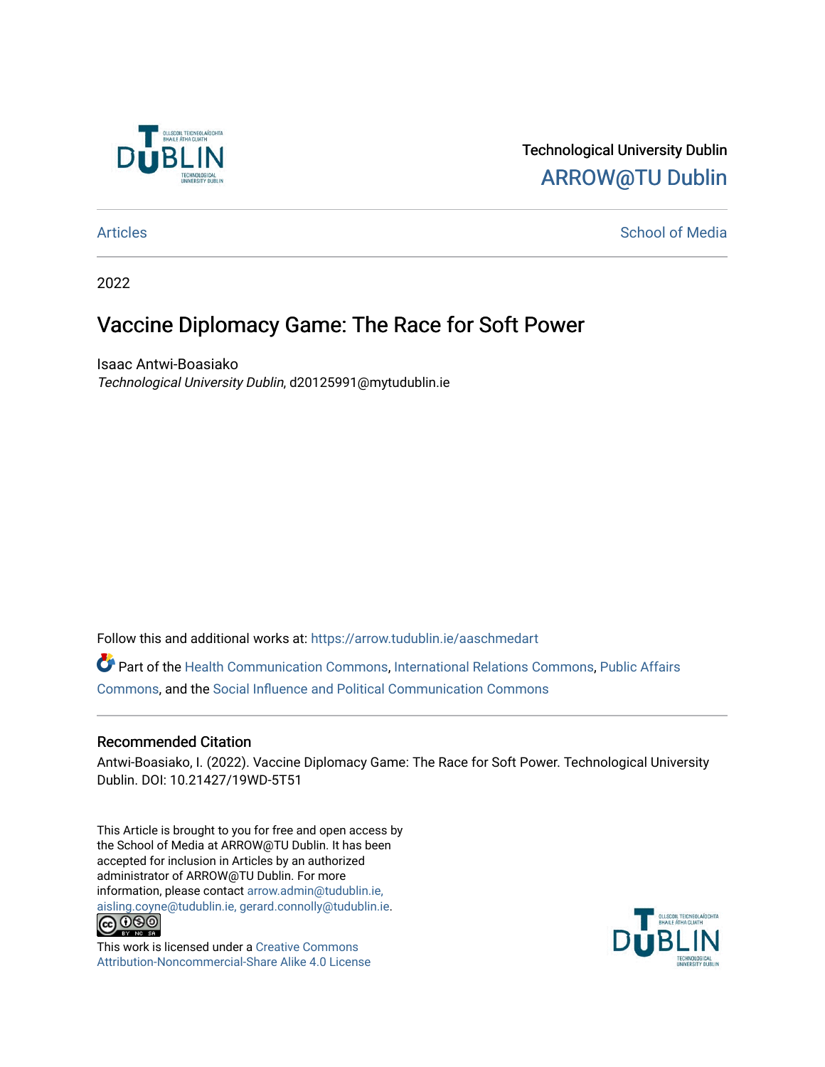Technological University Dublin

ARROW@TU Dublin

Articles School of Media

2022

# Vaccine Diplomacy Game: The Race for Soft Power

Isaac Antwi-Boasiako

*Technological University Dublin*, d20125991@mytudublin.ie

Follow this and additional works at: https://arrow.tudublin.ie/aaschmedart

Part of the Health Communication Commons, International Relations Commons, Public Affairs Commons, and the Social Influence and Political Communication Commons

## Recommended Citation

Antwi-Boasiako, I. (2022). Vaccine Diplomacy Game: The Race for Soft Power. Technological University Dublin. DOI: 10.21427/19WD-5T51

This Article is brought to you for free and open access by the School of Media at ARROW@TU Dublin. It has been accepted for inclusion in Articles by an authorized administrator of ARROW@TU Dublin. For more information, please contact arrow.admin@tudublin.ie, aisling.coyne@tudublin.ie, gerard.connolly@tudublin.ie.

This work is licensed under a Creative Commons Attribution-Noncommercial-Share Alike 4.0 License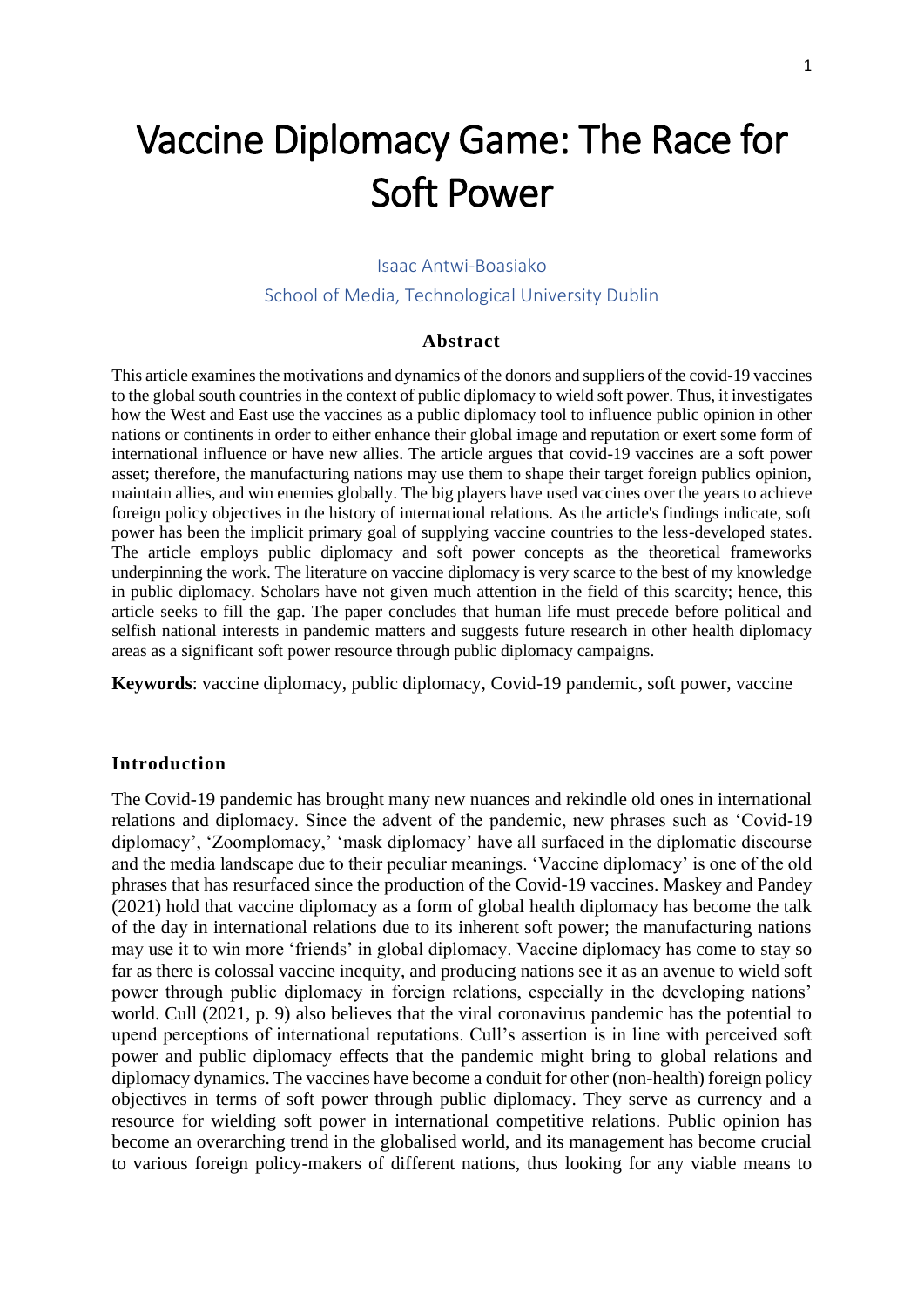# Vaccine Diplomacy Game: The Race for Soft Power

Isaac Antwi-Boasiako

School of Media, Technological University Dublin

### Abstract

This article examines the motivations and dynamics of the donors and suppliers of the covid-19 vaccines to the global south countries in the context of public diplomacy to wield soft power. Thus, it investigates how the West and East use the vaccines as a public diplomacy tool to influence public opinion in other nations or continents in order to either enhance their global image and reputation or exert some form of international influence or have new allies. The article argues that covid-19 vaccines are a soft power asset; therefore, the manufacturing nations may use them to shape their target foreign publics opinion, maintain allies, and win enemies globally. The big players have used vaccines over the years to achieve foreign policy objectives in the history of international relations. As the article's findings indicate, soft power has been the implicit primary goal of supplying vaccine countries to the less-developed states. The article employs public diplomacy and soft power concepts as the theoretical frameworks underpinning the work. The literature on vaccine diplomacy is very scarce to the best of my knowledge in public diplomacy. Scholars have not given much attention in the field of this scarcity; hence, this article seeks to fill the gap. The paper concludes that human life must precede before political and selfish national interests in pandemic matters and suggests future research in other health diplomacy areas as a significant soft power resource through public diplomacy campaigns.

**Keywords**: vaccine diplomacy, public diplomacy, Covid-19 pandemic, soft power, vaccine

### Introduction

The Covid-19 pandemic has brought many new nuances and rekindle old ones in international relations and diplomacy. Since the advent of the pandemic, new phrases such as 'Covid-19 diplomacy', 'Zoomplomacy,' 'mask diplomacy' have all surfaced in the diplomatic discourse and the media landscape due to their peculiar meanings. 'Vaccine diplomacy' is one of the old phrases that has resurfaced since the production of the Covid-19 vaccines. Maskey and Pandey (2021) hold that vaccine diplomacy as a form of global health diplomacy has become the talk of the day in international relations due to its inherent soft power; the manufacturing nations may use it to win more 'friends' in global diplomacy. Vaccine diplomacy has come to stay so far as there is colossal vaccine inequity, and producing nations see it as an avenue to wield soft power through public diplomacy in foreign relations, especially in the developing nations' world. Cull (2021, p. 9) also believes that the viral coronavirus pandemic has the potential to upend perceptions of international reputations. Cull's assertion is in line with perceived soft power and public diplomacy effects that the pandemic might bring to global relations and diplomacy dynamics. The vaccines have become a conduit for other (non-health) foreign policy objectives in terms of soft power through public diplomacy. They serve as currency and a resource for wielding soft power in international competitive relations. Public opinion has become an overarching trend in the globalised world, and its management has become crucial to various foreign policy-makers of different nations, thus looking for any viable means to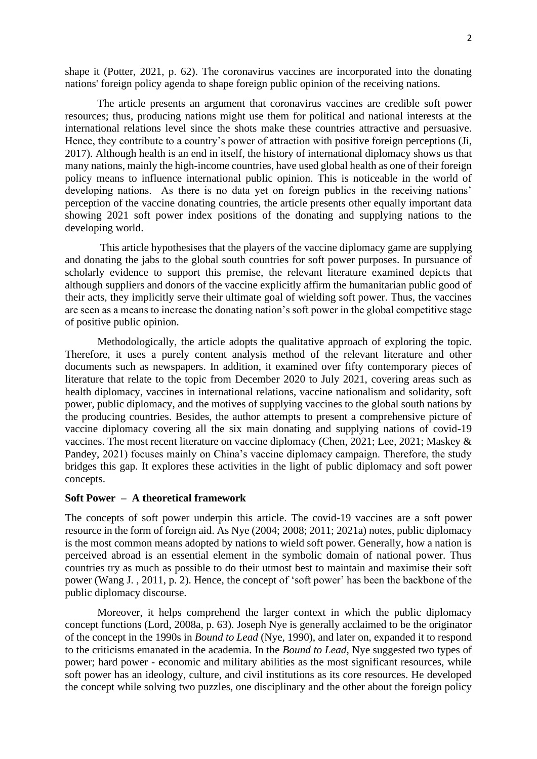shape it (Potter, 2021, p. 62). The coronavirus vaccines are incorporated into the donating nations' foreign policy agenda to shape foreign public opinion of the receiving nations.

The article presents an argument that coronavirus vaccines are credible soft power resources; thus, producing nations might use them for political and national interests at the international relations level since the shots make these countries attractive and persuasive. Hence, they contribute to a country's power of attraction with positive foreign perceptions (Ji, 2017). Although health is an end in itself, the history of international diplomacy shows us that many nations, mainly the high-income countries, have used global health as one of their foreign policy means to influence international public opinion. This is noticeable in the world of developing nations. As there is no data yet on foreign publics in the receiving nations' perception of the vaccine donating countries, the article presents other equally important data showing 2021 soft power index positions of the donating and supplying nations to the developing world.

This article hypothesises that the players of the vaccine diplomacy game are supplying and donating the jabs to the global south countries for soft power purposes. In pursuance of scholarly evidence to support this premise, the relevant literature examined depicts that although suppliers and donors of the vaccine explicitly affirm the humanitarian public good of their acts, they implicitly serve their ultimate goal of wielding soft power. Thus, the vaccines are seen as a means to increase the donating nation's soft power in the global competitive stage of positive public opinion.

Methodologically, the article adopts the qualitative approach of exploring the topic. Therefore, it uses a purely content analysis method of the relevant literature and other documents such as newspapers. In addition, it examined over fifty contemporary pieces of literature that relate to the topic from December 2020 to July 2021, covering areas such as health diplomacy, vaccines in international relations, vaccine nationalism and solidarity, soft power, public diplomacy, and the motives of supplying vaccines to the global south nations by the producing countries. Besides, the author attempts to present a comprehensive picture of vaccine diplomacy covering all the six main donating and supplying nations of covid-19 vaccines. The most recent literature on vaccine diplomacy (Chen, 2021; Lee, 2021; Maskey & Pandey, 2021) focuses mainly on China's vaccine diplomacy campaign. Therefore, the study bridges this gap. It explores these activities in the light of public diplomacy and soft power concepts.

## Soft Power – A theoretical framework

The concepts of soft power underpin this article. The covid-19 vaccines are a soft power resource in the form of foreign aid. As Nye (2004; 2008; 2011; 2021a) notes, public diplomacy is the most common means adopted by nations to wield soft power. Generally, how a nation is perceived abroad is an essential element in the symbolic domain of national power. Thus countries try as much as possible to do their utmost best to maintain and maximise their soft power (Wang J. , 2011, p. 2). Hence, the concept of 'soft power' has been the backbone of the public diplomacy discourse.

Moreover, it helps comprehend the larger context in which the public diplomacy concept functions (Lord, 2008a, p. 63). Joseph Nye is generally acclaimed to be the originator of the concept in the 1990s in *Bound to Lead* (Nye, 1990), and later on, expanded it to respond to the criticisms emanated in the academia. In the *Bound to Lead*, Nye suggested two types of power; hard power - economic and military abilities as the most significant resources, while soft power has an ideology, culture, and civil institutions as its core resources. He developed the concept while solving two puzzles, one disciplinary and the other about the foreign policy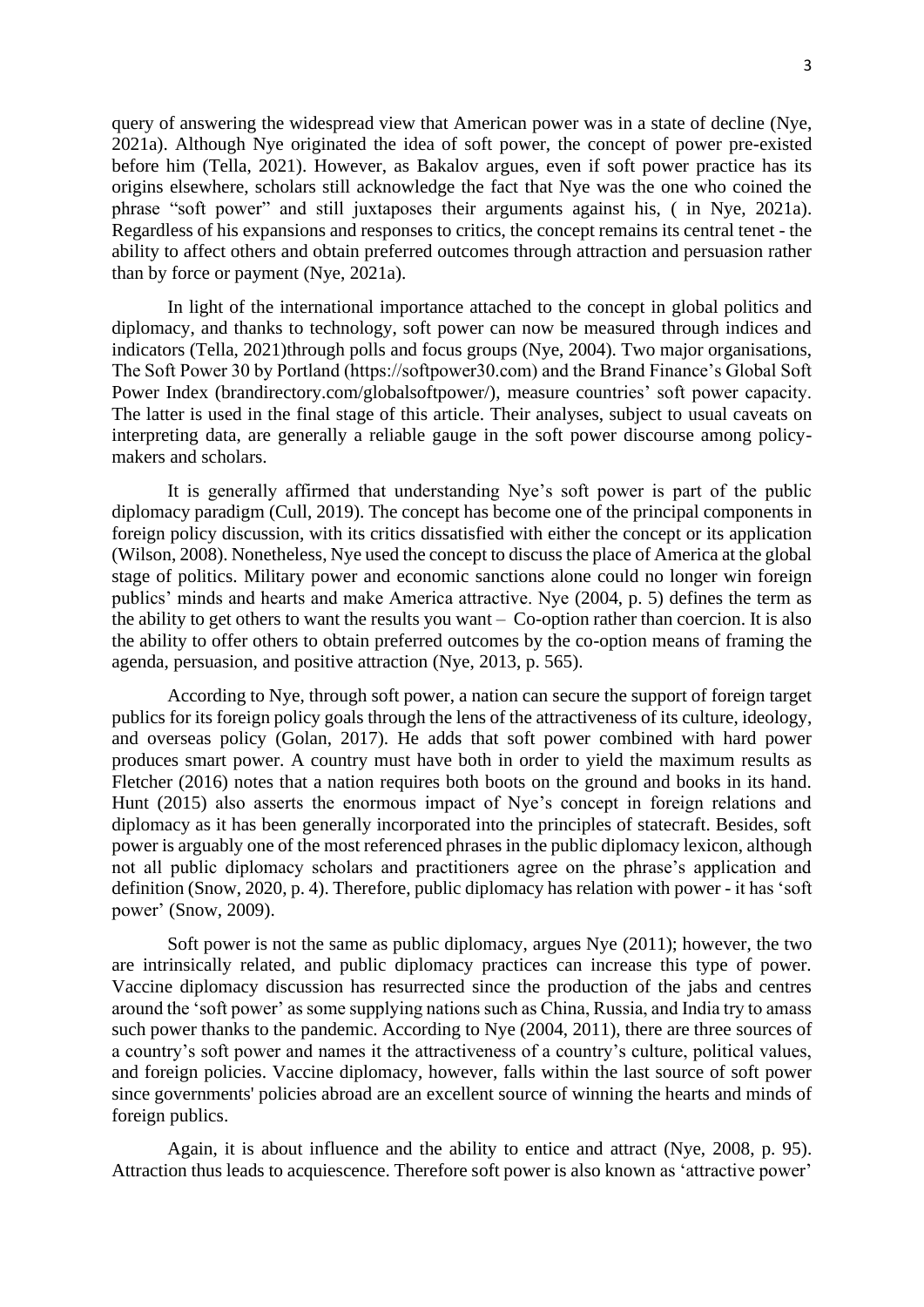query of answering the widespread view that American power was in a state of decline (Nye, 2021a). Although Nye originated the idea of soft power, the concept of power pre-existed before him (Tella, 2021). However, as Bakalov argues, even if soft power practice has its origins elsewhere, scholars still acknowledge the fact that Nye was the one who coined the phrase "soft power" and still juxtaposes their arguments against his, ( in Nye, 2021a). Regardless of his expansions and responses to critics, the concept remains its central tenet - the ability to affect others and obtain preferred outcomes through attraction and persuasion rather than by force or payment (Nye, 2021a).

In light of the international importance attached to the concept in global politics and diplomacy, and thanks to technology, soft power can now be measured through indices and indicators (Tella, 2021)through polls and focus groups (Nye, 2004). Two major organisations, The Soft Power 30 by Portland (https://softpower30.com) and the Brand Finance's Global Soft Power Index (brandirectory.com/globalsoftpower/), measure countries' soft power capacity. The latter is used in the final stage of this article. Their analyses, subject to usual caveats on interpreting data, are generally a reliable gauge in the soft power discourse among policy-makers and scholars.

It is generally affirmed that understanding Nye's soft power is part of the public diplomacy paradigm (Cull, 2019). The concept has become one of the principal components in foreign policy discussion, with its critics dissatisfied with either the concept or its application (Wilson, 2008). Nonetheless, Nye used the concept to discuss the place of America at the global stage of politics. Military power and economic sanctions alone could no longer win foreign publics' minds and hearts and make America attractive. Nye (2004, p. 5) defines the term as the ability to get others to want the results you want – Co-option rather than coercion. It is also the ability to offer others to obtain preferred outcomes by the co-option means of framing the agenda, persuasion, and positive attraction (Nye, 2013, p. 565).

According to Nye, through soft power, a nation can secure the support of foreign target publics for its foreign policy goals through the lens of the attractiveness of its culture, ideology, and overseas policy (Golan, 2017). He adds that soft power combined with hard power produces smart power. A country must have both in order to yield the maximum results as Fletcher (2016) notes that a nation requires both boots on the ground and books in its hand. Hunt (2015) also asserts the enormous impact of Nye's concept in foreign relations and diplomacy as it has been generally incorporated into the principles of statecraft. Besides, soft power is arguably one of the most referenced phrases in the public diplomacy lexicon, although not all public diplomacy scholars and practitioners agree on the phrase's application and definition (Snow, 2020, p. 4). Therefore, public diplomacy has relation with power - it has 'soft power' (Snow, 2009).

Soft power is not the same as public diplomacy, argues Nye (2011); however, the two are intrinsically related, and public diplomacy practices can increase this type of power. Vaccine diplomacy discussion has resurrected since the production of the jabs and centres around the 'soft power' as some supplying nations such as China, Russia, and India try to amass such power thanks to the pandemic. According to Nye (2004, 2011), there are three sources of a country's soft power and names it the attractiveness of a country's culture, political values, and foreign policies. Vaccine diplomacy, however, falls within the last source of soft power since governments' policies abroad are an excellent source of winning the hearts and minds of foreign publics.

Again, it is about influence and the ability to entice and attract (Nye, 2008, p. 95). Attraction thus leads to acquiescence. Therefore soft power is also known as 'attractive power'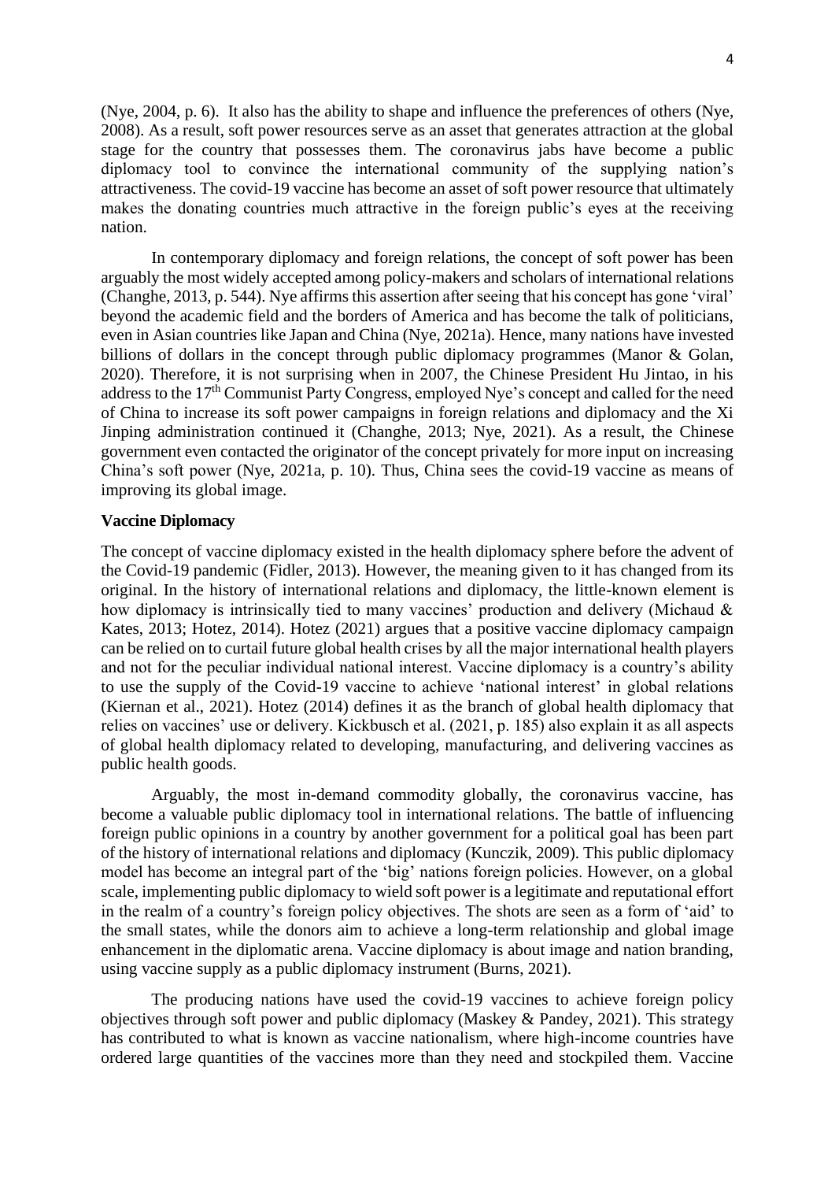(Nye, 2004, p. 6). It also has the ability to shape and influence the preferences of others (Nye, 2008). As a result, soft power resources serve as an asset that generates attraction at the global stage for the country that possesses them. The coronavirus jabs have become a public diplomacy tool to convince the international community of the supplying nation's attractiveness. The covid-19 vaccine has become an asset of soft power resource that ultimately makes the donating countries much attractive in the foreign public's eyes at the receiving nation.

In contemporary diplomacy and foreign relations, the concept of soft power has been arguably the most widely accepted among policy-makers and scholars of international relations (Changhe, 2013, p. 544). Nye affirms this assertion after seeing that his concept has gone 'viral' beyond the academic field and the borders of America and has become the talk of politicians, even in Asian countries like Japan and China (Nye, 2021a). Hence, many nations have invested billions of dollars in the concept through public diplomacy programmes (Manor & Golan, 2020). Therefore, it is not surprising when in 2007, the Chinese President Hu Jintao, in his address to the 17th Communist Party Congress, employed Nye's concept and called for the need of China to increase its soft power campaigns in foreign relations and diplomacy and the Xi Jinping administration continued it (Changhe, 2013; Nye, 2021). As a result, the Chinese government even contacted the originator of the concept privately for more input on increasing China's soft power (Nye, 2021a, p. 10). Thus, China sees the covid-19 vaccine as means of improving its global image.

**Vaccine Diplomacy**

The concept of vaccine diplomacy existed in the health diplomacy sphere before the advent of the Covid-19 pandemic (Fidler, 2013). However, the meaning given to it has changed from its original. In the history of international relations and diplomacy, the little-known element is how diplomacy is intrinsically tied to many vaccines' production and delivery (Michaud & Kates, 2013; Hotez, 2014). Hotez (2021) argues that a positive vaccine diplomacy campaign can be relied on to curtail future global health crises by all the major international health players and not for the peculiar individual national interest. Vaccine diplomacy is a country's ability to use the supply of the Covid-19 vaccine to achieve 'national interest' in global relations (Kiernan et al., 2021). Hotez (2014) defines it as the branch of global health diplomacy that relies on vaccines' use or delivery. Kickbusch et al. (2021, p. 185) also explain it as all aspects of global health diplomacy related to developing, manufacturing, and delivering vaccines as public health goods.

Arguably, the most in-demand commodity globally, the coronavirus vaccine, has become a valuable public diplomacy tool in international relations. The battle of influencing foreign public opinions in a country by another government for a political goal has been part of the history of international relations and diplomacy (Kunczik, 2009). This public diplomacy model has become an integral part of the 'big' nations foreign policies. However, on a global scale, implementing public diplomacy to wield soft power is a legitimate and reputational effort in the realm of a country's foreign policy objectives. The shots are seen as a form of 'aid' to the small states, while the donors aim to achieve a long-term relationship and global image enhancement in the diplomatic arena. Vaccine diplomacy is about image and nation branding, using vaccine supply as a public diplomacy instrument (Burns, 2021).

The producing nations have used the covid-19 vaccines to achieve foreign policy objectives through soft power and public diplomacy (Maskey & Pandey, 2021). This strategy has contributed to what is known as vaccine nationalism, where high-income countries have ordered large quantities of the vaccines more than they need and stockpiled them. Vaccine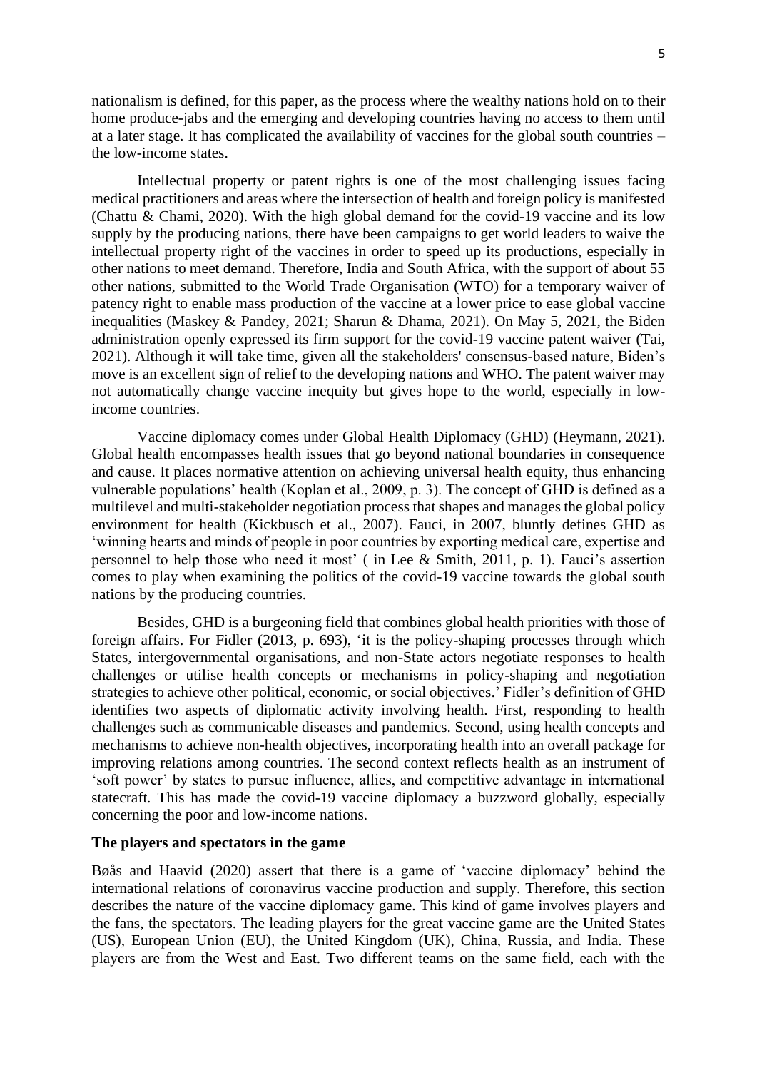nationalism is defined, for this paper, as the process where the wealthy nations hold on to their home produce-jabs and the emerging and developing countries having no access to them until at a later stage. It has complicated the availability of vaccines for the global south countries – the low-income states.

Intellectual property or patent rights is one of the most challenging issues facing medical practitioners and areas where the intersection of health and foreign policy is manifested (Chattu & Chami, 2020). With the high global demand for the covid-19 vaccine and its low supply by the producing nations, there have been campaigns to get world leaders to waive the intellectual property right of the vaccines in order to speed up its productions, especially in other nations to meet demand. Therefore, India and South Africa, with the support of about 55 other nations, submitted to the World Trade Organisation (WTO) for a temporary waiver of patency right to enable mass production of the vaccine at a lower price to ease global vaccine inequalities (Maskey & Pandey, 2021; Sharun & Dhama, 2021). On May 5, 2021, the Biden administration openly expressed its firm support for the covid-19 vaccine patent waiver (Tai, 2021). Although it will take time, given all the stakeholders' consensus-based nature, Biden's move is an excellent sign of relief to the developing nations and WHO. The patent waiver may not automatically change vaccine inequity but gives hope to the world, especially in low-income countries.

Vaccine diplomacy comes under Global Health Diplomacy (GHD) (Heymann, 2021). Global health encompasses health issues that go beyond national boundaries in consequence and cause. It places normative attention on achieving universal health equity, thus enhancing vulnerable populations' health (Koplan et al., 2009, p. 3). The concept of GHD is defined as a multilevel and multi-stakeholder negotiation process that shapes and manages the global policy environment for health (Kickbusch et al., 2007). Fauci, in 2007, bluntly defines GHD as 'winning hearts and minds of people in poor countries by exporting medical care, expertise and personnel to help those who need it most' ( in Lee & Smith, 2011, p. 1). Fauci's assertion comes to play when examining the politics of the covid-19 vaccine towards the global south nations by the producing countries.

Besides, GHD is a burgeoning field that combines global health priorities with those of foreign affairs. For Fidler (2013, p. 693), 'it is the policy-shaping processes through which States, intergovernmental organisations, and non-State actors negotiate responses to health challenges or utilise health concepts or mechanisms in policy-shaping and negotiation strategies to achieve other political, economic, or social objectives.' Fidler's definition of GHD identifies two aspects of diplomatic activity involving health. First, responding to health challenges such as communicable diseases and pandemics. Second, using health concepts and mechanisms to achieve non-health objectives, incorporating health into an overall package for improving relations among countries. The second context reflects health as an instrument of 'soft power' by states to pursue influence, allies, and competitive advantage in international statecraft. This has made the covid-19 vaccine diplomacy a buzzword globally, especially concerning the poor and low-income nations.

**The players and spectators in the game**

Bøås and Haavid (2020) assert that there is a game of 'vaccine diplomacy' behind the international relations of coronavirus vaccine production and supply. Therefore, this section describes the nature of the vaccine diplomacy game. This kind of game involves players and the fans, the spectators. The leading players for the great vaccine game are the United States (US), European Union (EU), the United Kingdom (UK), China, Russia, and India. These players are from the West and East. Two different teams on the same field, each with the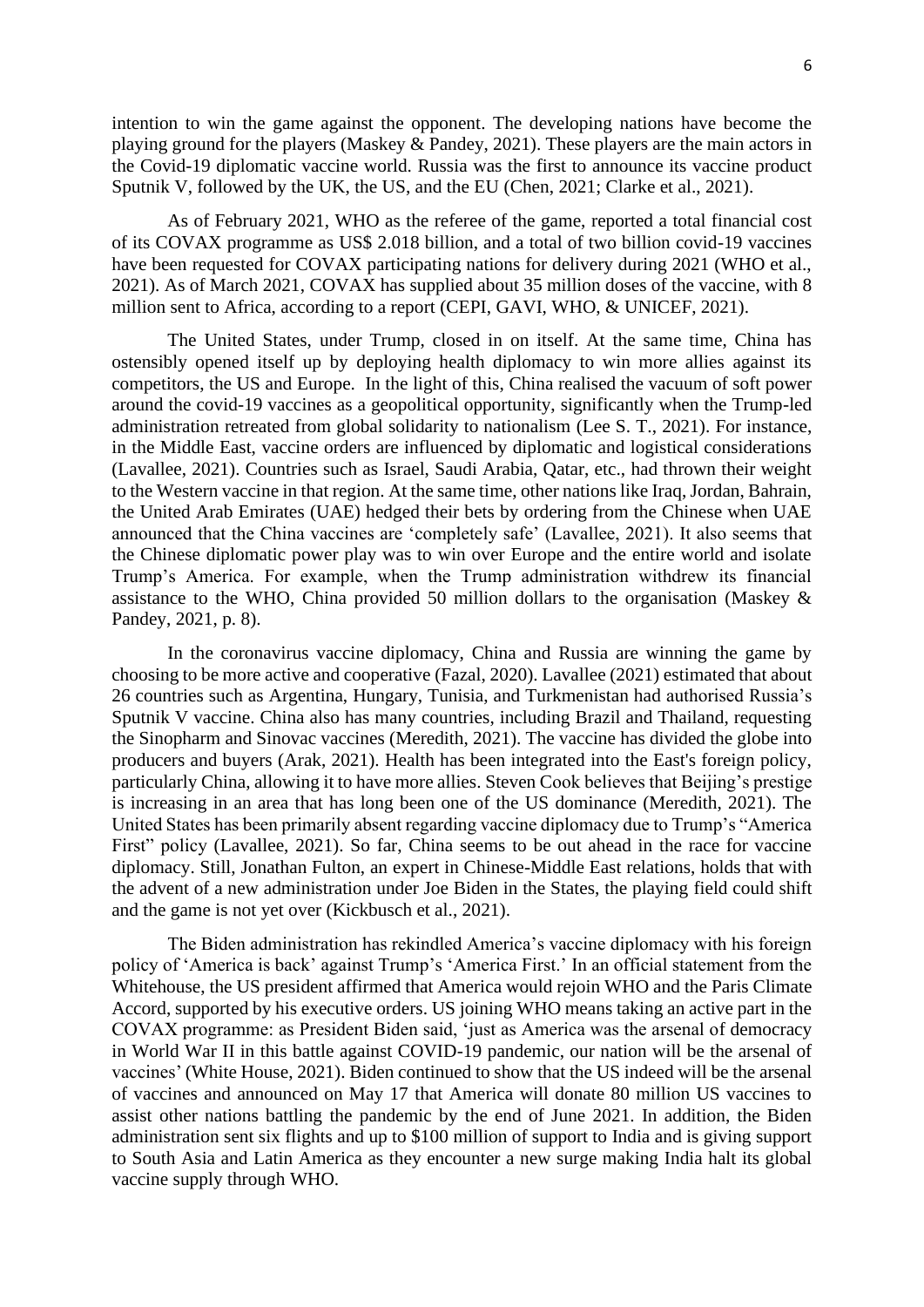intention to win the game against the opponent. The developing nations have become the playing ground for the players (Maskey & Pandey, 2021). These players are the main actors in the Covid-19 diplomatic vaccine world. Russia was the first to announce its vaccine product Sputnik V, followed by the UK, the US, and the EU (Chen, 2021; Clarke et al., 2021).

As of February 2021, WHO as the referee of the game, reported a total financial cost of its COVAX programme as US$ 2.018 billion, and a total of two billion covid-19 vaccines have been requested for COVAX participating nations for delivery during 2021 (WHO et al., 2021). As of March 2021, COVAX has supplied about 35 million doses of the vaccine, with 8 million sent to Africa, according to a report (CEPI, GAVI, WHO, & UNICEF, 2021).

The United States, under Trump, closed in on itself. At the same time, China has ostensibly opened itself up by deploying health diplomacy to win more allies against its competitors, the US and Europe. In the light of this, China realised the vacuum of soft power around the covid-19 vaccines as a geopolitical opportunity, significantly when the Trump-led administration retreated from global solidarity to nationalism (Lee S. T., 2021). For instance, in the Middle East, vaccine orders are influenced by diplomatic and logistical considerations (Lavallee, 2021). Countries such as Israel, Saudi Arabia, Qatar, etc., had thrown their weight to the Western vaccine in that region. At the same time, other nations like Iraq, Jordan, Bahrain, the United Arab Emirates (UAE) hedged their bets by ordering from the Chinese when UAE announced that the China vaccines are 'completely safe' (Lavallee, 2021). It also seems that the Chinese diplomatic power play was to win over Europe and the entire world and isolate Trump's America. For example, when the Trump administration withdrew its financial assistance to the WHO, China provided 50 million dollars to the organisation (Maskey & Pandey, 2021, p. 8).

In the coronavirus vaccine diplomacy, China and Russia are winning the game by choosing to be more active and cooperative (Fazal, 2020). Lavallee (2021) estimated that about 26 countries such as Argentina, Hungary, Tunisia, and Turkmenistan had authorised Russia's Sputnik V vaccine. China also has many countries, including Brazil and Thailand, requesting the Sinopharm and Sinovac vaccines (Meredith, 2021). The vaccine has divided the globe into producers and buyers (Arak, 2021). Health has been integrated into the East's foreign policy, particularly China, allowing it to have more allies. Steven Cook believes that Beijing's prestige is increasing in an area that has long been one of the US dominance (Meredith, 2021). The United States has been primarily absent regarding vaccine diplomacy due to Trump's "America First" policy (Lavallee, 2021). So far, China seems to be out ahead in the race for vaccine diplomacy. Still, Jonathan Fulton, an expert in Chinese-Middle East relations, holds that with the advent of a new administration under Joe Biden in the States, the playing field could shift and the game is not yet over (Kickbusch et al., 2021).

The Biden administration has rekindled America's vaccine diplomacy with his foreign policy of 'America is back' against Trump's 'America First.' In an official statement from the Whitehouse, the US president affirmed that America would rejoin WHO and the Paris Climate Accord, supported by his executive orders. US joining WHO means taking an active part in the COVAX programme: as President Biden said, 'just as America was the arsenal of democracy in World War II in this battle against COVID-19 pandemic, our nation will be the arsenal of vaccines' (White House, 2021). Biden continued to show that the US indeed will be the arsenal of vaccines and announced on May 17 that America will donate 80 million US vaccines to assist other nations battling the pandemic by the end of June 2021. In addition, the Biden administration sent six flights and up to $100 million of support to India and is giving support to South Asia and Latin America as they encounter a new surge making India halt its global vaccine supply through WHO.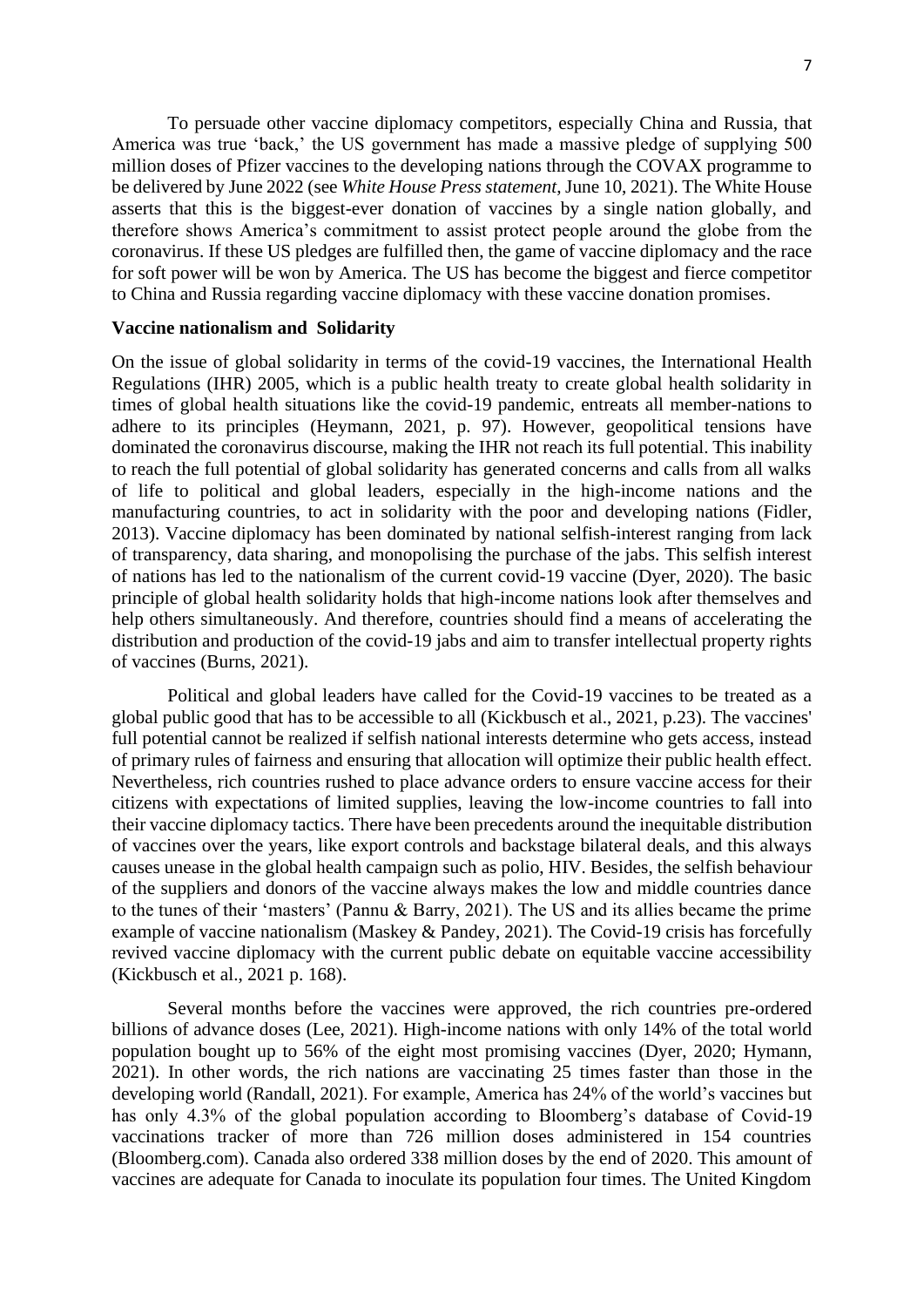To persuade other vaccine diplomacy competitors, especially China and Russia, that America was true 'back,' the US government has made a massive pledge of supplying 500 million doses of Pfizer vaccines to the developing nations through the COVAX programme to be delivered by June 2022 (see *White House Press statement*, June 10, 2021). The White House asserts that this is the biggest-ever donation of vaccines by a single nation globally, and therefore shows America's commitment to assist protect people around the globe from the coronavirus. If these US pledges are fulfilled then, the game of vaccine diplomacy and the race for soft power will be won by America. The US has become the biggest and fierce competitor to China and Russia regarding vaccine diplomacy with these vaccine donation promises.

**Vaccine nationalism and Solidarity**

On the issue of global solidarity in terms of the covid-19 vaccines, the International Health Regulations (IHR) 2005, which is a public health treaty to create global health solidarity in times of global health situations like the covid-19 pandemic, entreats all member-nations to adhere to its principles (Heymann, 2021, p. 97). However, geopolitical tensions have dominated the coronavirus discourse, making the IHR not reach its full potential. This inability to reach the full potential of global solidarity has generated concerns and calls from all walks of life to political and global leaders, especially in the high-income nations and the manufacturing countries, to act in solidarity with the poor and developing nations (Fidler, 2013). Vaccine diplomacy has been dominated by national selfish-interest ranging from lack of transparency, data sharing, and monopolising the purchase of the jabs. This selfish interest of nations has led to the nationalism of the current covid-19 vaccine (Dyer, 2020). The basic principle of global health solidarity holds that high-income nations look after themselves and help others simultaneously. And therefore, countries should find a means of accelerating the distribution and production of the covid-19 jabs and aim to transfer intellectual property rights of vaccines (Burns, 2021).

Political and global leaders have called for the Covid-19 vaccines to be treated as a global public good that has to be accessible to all (Kickbusch et al., 2021, p.23). The vaccines' full potential cannot be realized if selfish national interests determine who gets access, instead of primary rules of fairness and ensuring that allocation will optimize their public health effect. Nevertheless, rich countries rushed to place advance orders to ensure vaccine access for their citizens with expectations of limited supplies, leaving the low-income countries to fall into their vaccine diplomacy tactics. There have been precedents around the inequitable distribution of vaccines over the years, like export controls and backstage bilateral deals, and this always causes unease in the global health campaign such as polio, HIV. Besides, the selfish behaviour of the suppliers and donors of the vaccine always makes the low and middle countries dance to the tunes of their 'masters' (Pannu & Barry, 2021). The US and its allies became the prime example of vaccine nationalism (Maskey & Pandey, 2021). The Covid-19 crisis has forcefully revived vaccine diplomacy with the current public debate on equitable vaccine accessibility (Kickbusch et al., 2021 p. 168).

Several months before the vaccines were approved, the rich countries pre-ordered billions of advance doses (Lee, 2021). High-income nations with only 14% of the total world population bought up to 56% of the eight most promising vaccines (Dyer, 2020; Hymann, 2021). In other words, the rich nations are vaccinating 25 times faster than those in the developing world (Randall, 2021). For example, America has 24% of the world's vaccines but has only 4.3% of the global population according to Bloomberg's database of Covid-19 vaccinations tracker of more than 726 million doses administered in 154 countries (Bloomberg.com). Canada also ordered 338 million doses by the end of 2020. This amount of vaccines are adequate for Canada to inoculate its population four times. The United Kingdom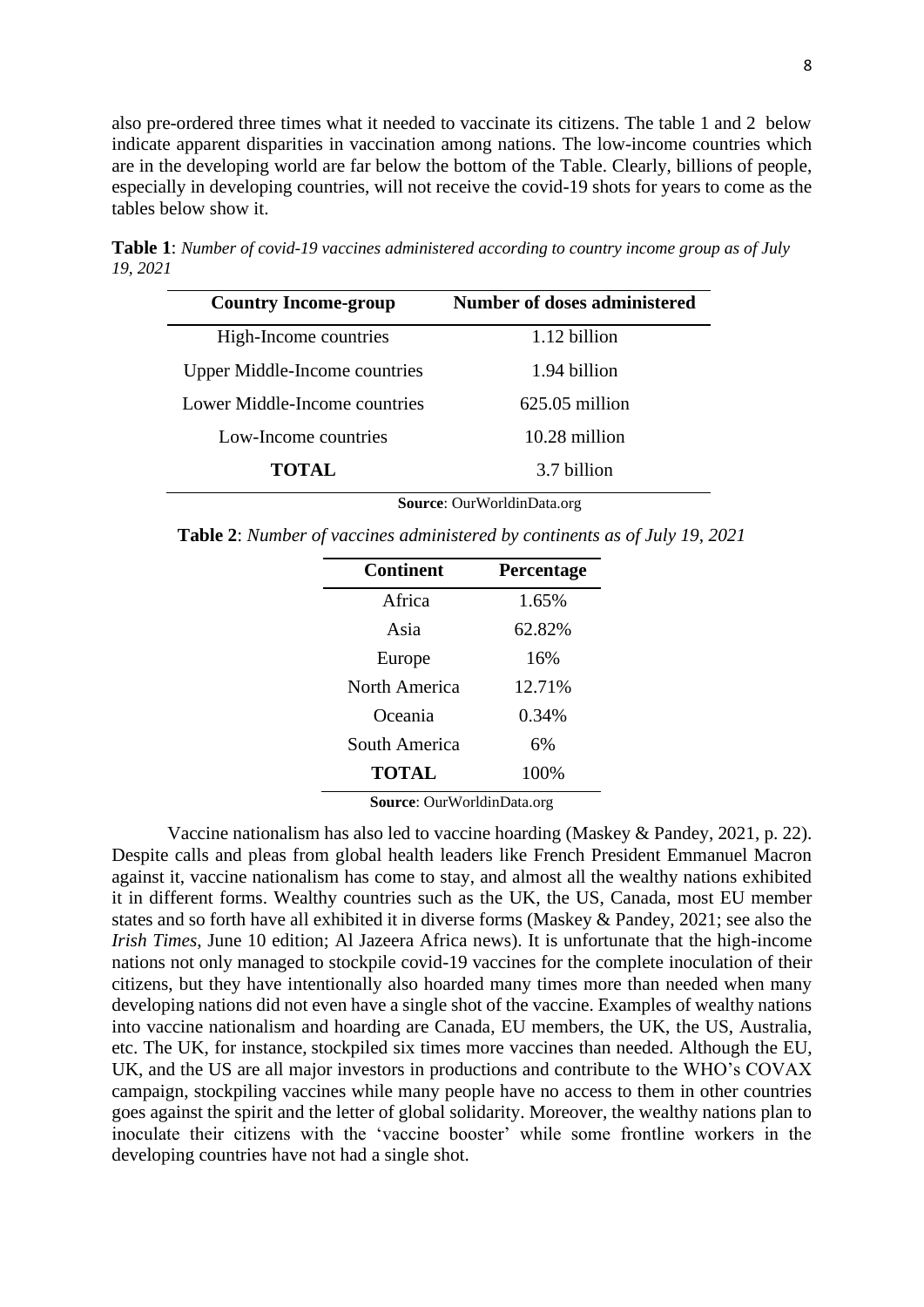also pre-ordered three times what it needed to vaccinate its citizens. The table 1 and 2 below indicate apparent disparities in vaccination among nations. The low-income countries which are in the developing world are far below the bottom of the Table. Clearly, billions of people, especially in developing countries, will not receive the covid-19 shots for years to come as the tables below show it.

**Table 1**: *Number of covid-19 vaccines administered according to country income group as of July 19, 2021*

| Country Income-group | Number of doses administered |
|---|---|
| High-Income countries | 1.12 billion |
| Upper Middle-Income countries | 1.94 billion |
| Lower Middle-Income countries | 625.05 million |
| Low-Income countries | 10.28 million |
| **TOTAL** | 3.7 billion |

**Source**: OurWorldinData.org

**Table 2**: *Number of vaccines administered by continents as of July 19, 2021*

| Continent | Percentage |
|---|---|
| Africa | 1.65% |
| Asia | 62.82% |
| Europe | 16% |
| North America | 12.71% |
| Oceania | 0.34% |
| South America | 6% |
| **TOTAL** | 100% |

**Source**: OurWorldinData.org

Vaccine nationalism has also led to vaccine hoarding (Maskey & Pandey, 2021, p. 22). Despite calls and pleas from global health leaders like French President Emmanuel Macron against it, vaccine nationalism has come to stay, and almost all the wealthy nations exhibited it in different forms. Wealthy countries such as the UK, the US, Canada, most EU member states and so forth have all exhibited it in diverse forms (Maskey & Pandey, 2021; see also the *Irish Times*, June 10 edition; Al Jazeera Africa news). It is unfortunate that the high-income nations not only managed to stockpile covid-19 vaccines for the complete inoculation of their citizens, but they have intentionally also hoarded many times more than needed when many developing nations did not even have a single shot of the vaccine. Examples of wealthy nations into vaccine nationalism and hoarding are Canada, EU members, the UK, the US, Australia, etc. The UK, for instance, stockpiled six times more vaccines than needed. Although the EU, UK, and the US are all major investors in productions and contribute to the WHO's COVAX campaign, stockpiling vaccines while many people have no access to them in other countries goes against the spirit and the letter of global solidarity. Moreover, the wealthy nations plan to inoculate their citizens with the 'vaccine booster' while some frontline workers in the developing countries have not had a single shot.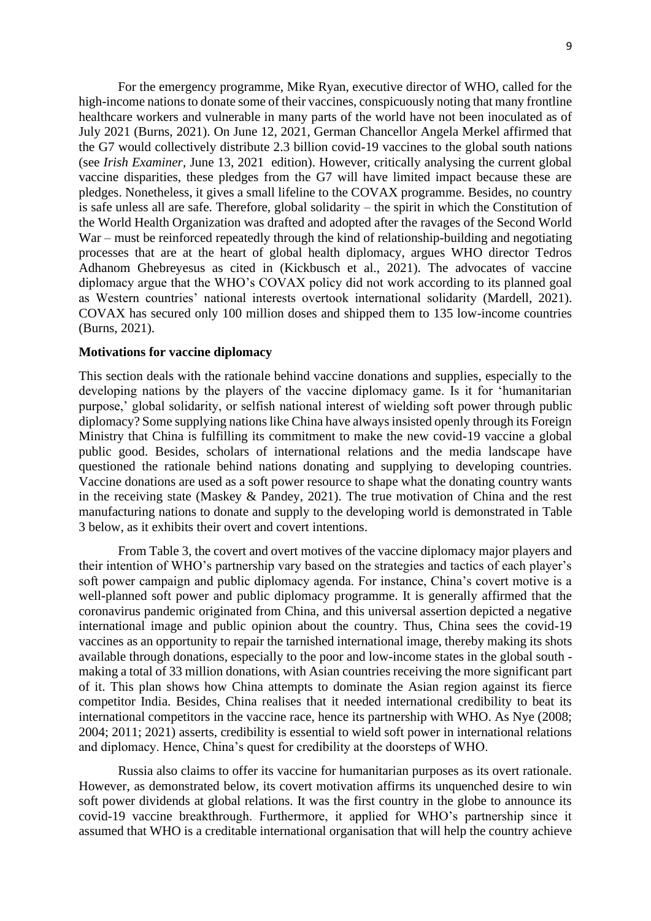For the emergency programme, Mike Ryan, executive director of WHO, called for the high-income nations to donate some of their vaccines, conspicuously noting that many frontline healthcare workers and vulnerable in many parts of the world have not been inoculated as of July 2021 (Burns, 2021). On June 12, 2021, German Chancellor Angela Merkel affirmed that the G7 would collectively distribute 2.3 billion covid-19 vaccines to the global south nations (see *Irish Examiner*, June 13, 2021 edition). However, critically analysing the current global vaccine disparities, these pledges from the G7 will have limited impact because these are pledges. Nonetheless, it gives a small lifeline to the COVAX programme. Besides, no country is safe unless all are safe. Therefore, global solidarity – the spirit in which the Constitution of the World Health Organization was drafted and adopted after the ravages of the Second World War – must be reinforced repeatedly through the kind of relationship-building and negotiating processes that are at the heart of global health diplomacy, argues WHO director Tedros Adhanom Ghebreyesus as cited in (Kickbusch et al., 2021). The advocates of vaccine diplomacy argue that the WHO's COVAX policy did not work according to its planned goal as Western countries' national interests overtook international solidarity (Mardell, 2021). COVAX has secured only 100 million doses and shipped them to 135 low-income countries (Burns, 2021).

**Motivations for vaccine diplomacy**

This section deals with the rationale behind vaccine donations and supplies, especially to the developing nations by the players of the vaccine diplomacy game. Is it for 'humanitarian purpose,' global solidarity, or selfish national interest of wielding soft power through public diplomacy? Some supplying nations like China have always insisted openly through its Foreign Ministry that China is fulfilling its commitment to make the new covid-19 vaccine a global public good. Besides, scholars of international relations and the media landscape have questioned the rationale behind nations donating and supplying to developing countries. Vaccine donations are used as a soft power resource to shape what the donating country wants in the receiving state (Maskey & Pandey, 2021). The true motivation of China and the rest manufacturing nations to donate and supply to the developing world is demonstrated in Table 3 below, as it exhibits their overt and covert intentions.

From Table 3, the covert and overt motives of the vaccine diplomacy major players and their intention of WHO's partnership vary based on the strategies and tactics of each player's soft power campaign and public diplomacy agenda. For instance, China's covert motive is a well-planned soft power and public diplomacy programme. It is generally affirmed that the coronavirus pandemic originated from China, and this universal assertion depicted a negative international image and public opinion about the country. Thus, China sees the covid-19 vaccines as an opportunity to repair the tarnished international image, thereby making its shots available through donations, especially to the poor and low-income states in the global south - making a total of 33 million donations, with Asian countries receiving the more significant part of it. This plan shows how China attempts to dominate the Asian region against its fierce competitor India. Besides, China realises that it needed international credibility to beat its international competitors in the vaccine race, hence its partnership with WHO. As Nye (2008; 2004; 2011; 2021) asserts, credibility is essential to wield soft power in international relations and diplomacy. Hence, China's quest for credibility at the doorsteps of WHO.

Russia also claims to offer its vaccine for humanitarian purposes as its overt rationale. However, as demonstrated below, its covert motivation affirms its unquenched desire to win soft power dividends at global relations. It was the first country in the globe to announce its covid-19 vaccine breakthrough. Furthermore, it applied for WHO's partnership since it assumed that WHO is a creditable international organisation that will help the country achieve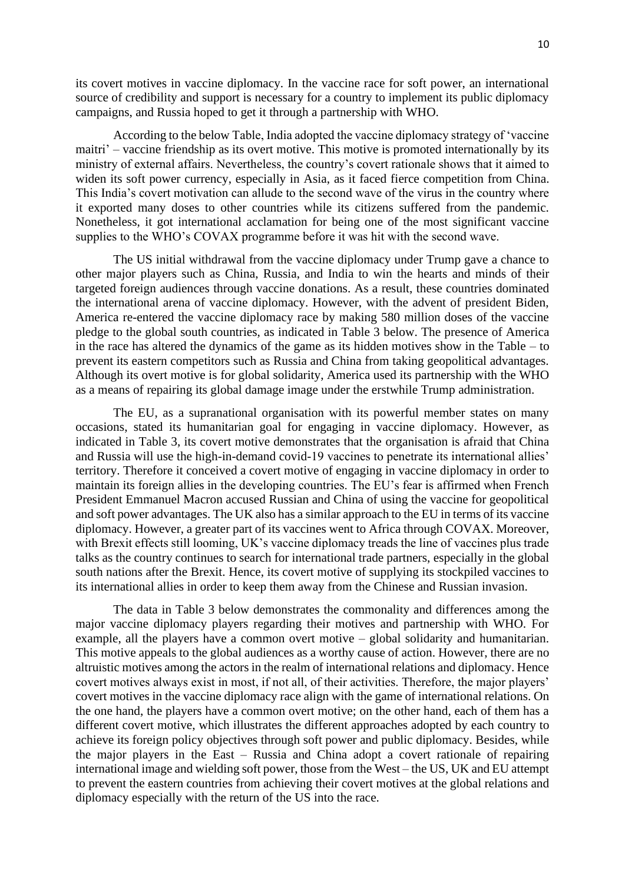its covert motives in vaccine diplomacy. In the vaccine race for soft power, an international source of credibility and support is necessary for a country to implement its public diplomacy campaigns, and Russia hoped to get it through a partnership with WHO.

According to the below Table, India adopted the vaccine diplomacy strategy of 'vaccine maitri' – vaccine friendship as its overt motive. This motive is promoted internationally by its ministry of external affairs. Nevertheless, the country's covert rationale shows that it aimed to widen its soft power currency, especially in Asia, as it faced fierce competition from China. This India's covert motivation can allude to the second wave of the virus in the country where it exported many doses to other countries while its citizens suffered from the pandemic. Nonetheless, it got international acclamation for being one of the most significant vaccine supplies to the WHO's COVAX programme before it was hit with the second wave.

The US initial withdrawal from the vaccine diplomacy under Trump gave a chance to other major players such as China, Russia, and India to win the hearts and minds of their targeted foreign audiences through vaccine donations. As a result, these countries dominated the international arena of vaccine diplomacy. However, with the advent of president Biden, America re-entered the vaccine diplomacy race by making 580 million doses of the vaccine pledge to the global south countries, as indicated in Table 3 below. The presence of America in the race has altered the dynamics of the game as its hidden motives show in the Table – to prevent its eastern competitors such as Russia and China from taking geopolitical advantages. Although its overt motive is for global solidarity, America used its partnership with the WHO as a means of repairing its global damage image under the erstwhile Trump administration.

The EU, as a supranational organisation with its powerful member states on many occasions, stated its humanitarian goal for engaging in vaccine diplomacy. However, as indicated in Table 3, its covert motive demonstrates that the organisation is afraid that China and Russia will use the high-in-demand covid-19 vaccines to penetrate its international allies' territory. Therefore it conceived a covert motive of engaging in vaccine diplomacy in order to maintain its foreign allies in the developing countries. The EU's fear is affirmed when French President Emmanuel Macron accused Russian and China of using the vaccine for geopolitical and soft power advantages. The UK also has a similar approach to the EU in terms of its vaccine diplomacy. However, a greater part of its vaccines went to Africa through COVAX. Moreover, with Brexit effects still looming, UK's vaccine diplomacy treads the line of vaccines plus trade talks as the country continues to search for international trade partners, especially in the global south nations after the Brexit. Hence, its covert motive of supplying its stockpiled vaccines to its international allies in order to keep them away from the Chinese and Russian invasion.

The data in Table 3 below demonstrates the commonality and differences among the major vaccine diplomacy players regarding their motives and partnership with WHO. For example, all the players have a common overt motive – global solidarity and humanitarian. This motive appeals to the global audiences as a worthy cause of action. However, there are no altruistic motives among the actors in the realm of international relations and diplomacy. Hence covert motives always exist in most, if not all, of their activities. Therefore, the major players' covert motives in the vaccine diplomacy race align with the game of international relations. On the one hand, the players have a common overt motive; on the other hand, each of them has a different covert motive, which illustrates the different approaches adopted by each country to achieve its foreign policy objectives through soft power and public diplomacy. Besides, while the major players in the East – Russia and China adopt a covert rationale of repairing international image and wielding soft power, those from the West – the US, UK and EU attempt to prevent the eastern countries from achieving their covert motives at the global relations and diplomacy especially with the return of the US into the race.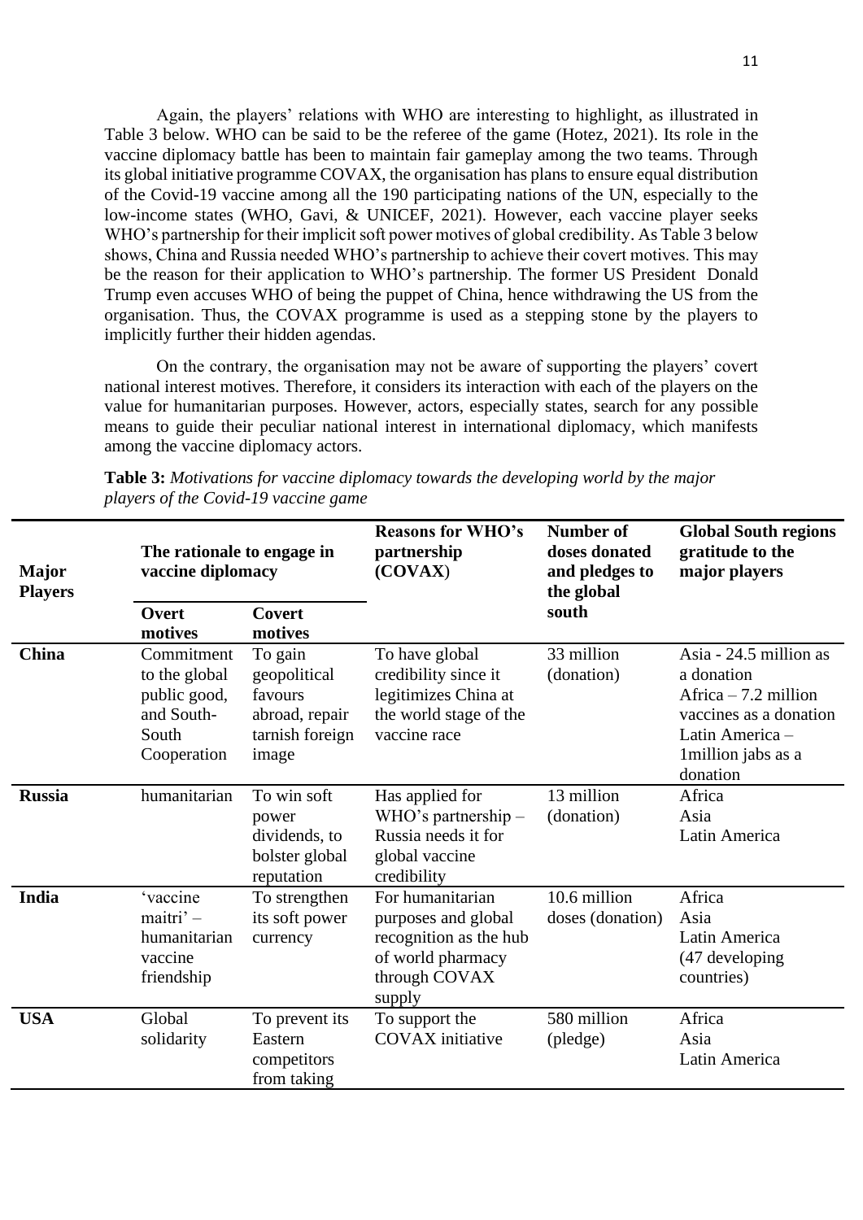Again, the players' relations with WHO are interesting to highlight, as illustrated in Table 3 below. WHO can be said to be the referee of the game (Hotez, 2021). Its role in the vaccine diplomacy battle has been to maintain fair gameplay among the two teams. Through its global initiative programme COVAX, the organisation has plans to ensure equal distribution of the Covid-19 vaccine among all the 190 participating nations of the UN, especially to the low-income states (WHO, Gavi, & UNICEF, 2021). However, each vaccine player seeks WHO's partnership for their implicit soft power motives of global credibility. As Table 3 below shows, China and Russia needed WHO's partnership to achieve their covert motives. This may be the reason for their application to WHO's partnership. The former US President Donald Trump even accuses WHO of being the puppet of China, hence withdrawing the US from the organisation. Thus, the COVAX programme is used as a stepping stone by the players to implicitly further their hidden agendas.

On the contrary, the organisation may not be aware of supporting the players' covert national interest motives. Therefore, it considers its interaction with each of the players on the value for humanitarian purposes. However, actors, especially states, search for any possible means to guide their peculiar national interest in international diplomacy, which manifests among the vaccine diplomacy actors.

**Table 3:** *Motivations for vaccine diplomacy towards the developing world by the major players of the Covid-19 vaccine game*

| Major Players | The rationale to engage in vaccine diplomacy | | Reasons for WHO's partnership (COVAX) | Number of doses donated and pledges to the global south | Global South regions gratitude to the major players |
|---|---|---|---|---|---|
| | Overt motives | Covert motives | | | |
| **China** | Commitment to the global public good, and South-South Cooperation | To gain geopolitical favours abroad, repair tarnish foreign image | To have global credibility since it legitimizes China at the world stage of the vaccine race | 33 million (donation) | Asia - 24.5 million as a donation<br>Africa – 7.2 million vaccines as a donation<br>Latin America – 1million jabs as a donation |
| **Russia** | humanitarian | To win soft power dividends, to bolster global reputation | Has applied for WHO's partnership – Russia needs it for global vaccine credibility | 13 million (donation) | Africa<br>Asia<br>Latin America |
| **India** | 'vaccine maitri' – humanitarian vaccine friendship | To strengthen its soft power currency | For humanitarian purposes and global recognition as the hub of world pharmacy through COVAX supply | 10.6 million doses (donation) | Africa<br>Asia<br>Latin America<br>(47 developing countries) |
| **USA** | Global solidarity | To prevent its Eastern competitors from taking | To support the COVAX initiative | 580 million (pledge) | Africa<br>Asia<br>Latin America |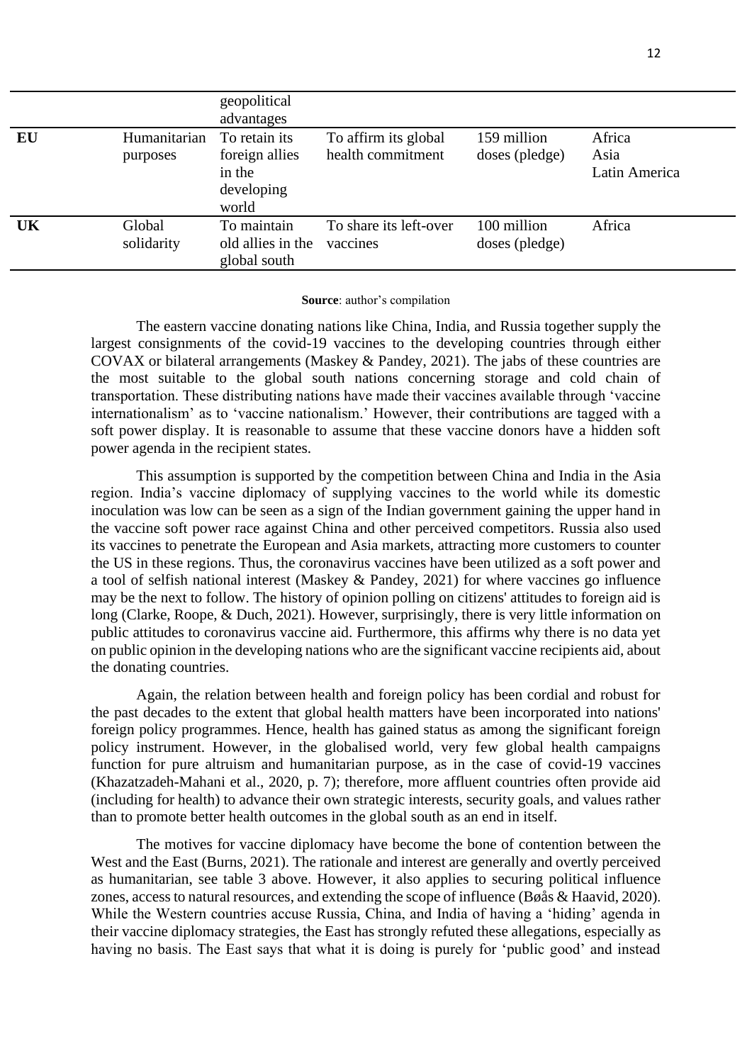|  |  | geopolitical advantages |  |  |  |
| --- | --- | --- | --- | --- | --- |
| **EU** | Humanitarian purposes | To retain its foreign allies in the developing world | To affirm its global health commitment | 159 million doses (pledge) | Africa<br>Asia<br>Latin America |
| **UK** | Global solidarity | To maintain old allies in the global south | To share its left-over vaccines | 100 million doses (pledge) | Africa |

**Source**: author's compilation

The eastern vaccine donating nations like China, India, and Russia together supply the largest consignments of the covid-19 vaccines to the developing countries through either COVAX or bilateral arrangements (Maskey & Pandey, 2021). The jabs of these countries are the most suitable to the global south nations concerning storage and cold chain of transportation. These distributing nations have made their vaccines available through 'vaccine internationalism' as to 'vaccine nationalism.' However, their contributions are tagged with a soft power display. It is reasonable to assume that these vaccine donors have a hidden soft power agenda in the recipient states.

This assumption is supported by the competition between China and India in the Asia region. India's vaccine diplomacy of supplying vaccines to the world while its domestic inoculation was low can be seen as a sign of the Indian government gaining the upper hand in the vaccine soft power race against China and other perceived competitors. Russia also used its vaccines to penetrate the European and Asia markets, attracting more customers to counter the US in these regions. Thus, the coronavirus vaccines have been utilized as a soft power and a tool of selfish national interest (Maskey & Pandey, 2021) for where vaccines go influence may be the next to follow. The history of opinion polling on citizens' attitudes to foreign aid is long (Clarke, Roope, & Duch, 2021). However, surprisingly, there is very little information on public attitudes to coronavirus vaccine aid. Furthermore, this affirms why there is no data yet on public opinion in the developing nations who are the significant vaccine recipients aid, about the donating countries.

Again, the relation between health and foreign policy has been cordial and robust for the past decades to the extent that global health matters have been incorporated into nations' foreign policy programmes. Hence, health has gained status as among the significant foreign policy instrument. However, in the globalised world, very few global health campaigns function for pure altruism and humanitarian purpose, as in the case of covid-19 vaccines (Khazatzadeh-Mahani et al., 2020, p. 7); therefore, more affluent countries often provide aid (including for health) to advance their own strategic interests, security goals, and values rather than to promote better health outcomes in the global south as an end in itself.

The motives for vaccine diplomacy have become the bone of contention between the West and the East (Burns, 2021). The rationale and interest are generally and overtly perceived as humanitarian, see table 3 above. However, it also applies to securing political influence zones, access to natural resources, and extending the scope of influence (Bøås & Haavid, 2020). While the Western countries accuse Russia, China, and India of having a 'hiding' agenda in their vaccine diplomacy strategies, the East has strongly refuted these allegations, especially as having no basis. The East says that what it is doing is purely for 'public good' and instead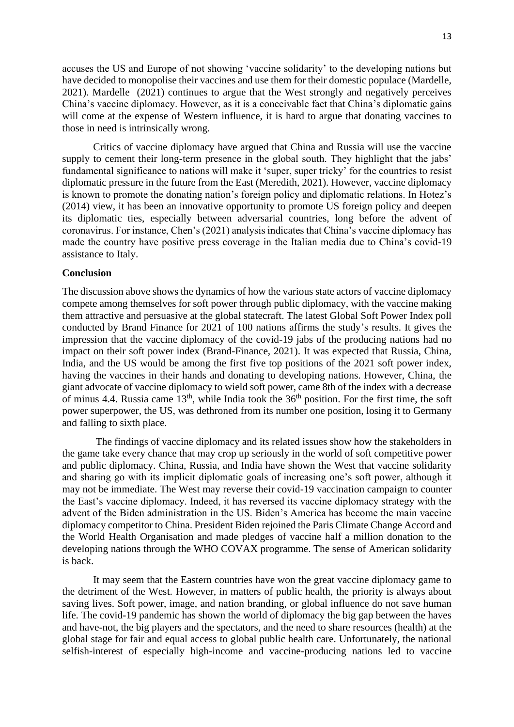accuses the US and Europe of not showing 'vaccine solidarity' to the developing nations but have decided to monopolise their vaccines and use them for their domestic populace (Mardelle, 2021). Mardelle (2021) continues to argue that the West strongly and negatively perceives China's vaccine diplomacy. However, as it is a conceivable fact that China's diplomatic gains will come at the expense of Western influence, it is hard to argue that donating vaccines to those in need is intrinsically wrong.

Critics of vaccine diplomacy have argued that China and Russia will use the vaccine supply to cement their long-term presence in the global south. They highlight that the jabs' fundamental significance to nations will make it 'super, super tricky' for the countries to resist diplomatic pressure in the future from the East (Meredith, 2021). However, vaccine diplomacy is known to promote the donating nation's foreign policy and diplomatic relations. In Hotez's (2014) view, it has been an innovative opportunity to promote US foreign policy and deepen its diplomatic ties, especially between adversarial countries, long before the advent of coronavirus. For instance, Chen's (2021) analysis indicates that China's vaccine diplomacy has made the country have positive press coverage in the Italian media due to China's covid-19 assistance to Italy.

**Conclusion**

The discussion above shows the dynamics of how the various state actors of vaccine diplomacy compete among themselves for soft power through public diplomacy, with the vaccine making them attractive and persuasive at the global statecraft. The latest Global Soft Power Index poll conducted by Brand Finance for 2021 of 100 nations affirms the study's results. It gives the impression that the vaccine diplomacy of the covid-19 jabs of the producing nations had no impact on their soft power index (Brand-Finance, 2021). It was expected that Russia, China, India, and the US would be among the first five top positions of the 2021 soft power index, having the vaccines in their hands and donating to developing nations. However, China, the giant advocate of vaccine diplomacy to wield soft power, came 8th of the index with a decrease of minus 4.4. Russia came 13th, while India took the 36th position. For the first time, the soft power superpower, the US, was dethroned from its number one position, losing it to Germany and falling to sixth place.

The findings of vaccine diplomacy and its related issues show how the stakeholders in the game take every chance that may crop up seriously in the world of soft competitive power and public diplomacy. China, Russia, and India have shown the West that vaccine solidarity and sharing go with its implicit diplomatic goals of increasing one's soft power, although it may not be immediate. The West may reverse their covid-19 vaccination campaign to counter the East's vaccine diplomacy. Indeed, it has reversed its vaccine diplomacy strategy with the advent of the Biden administration in the US. Biden's America has become the main vaccine diplomacy competitor to China. President Biden rejoined the Paris Climate Change Accord and the World Health Organisation and made pledges of vaccine half a million donation to the developing nations through the WHO COVAX programme. The sense of American solidarity is back.

It may seem that the Eastern countries have won the great vaccine diplomacy game to the detriment of the West. However, in matters of public health, the priority is always about saving lives. Soft power, image, and nation branding, or global influence do not save human life. The covid-19 pandemic has shown the world of diplomacy the big gap between the haves and have-not, the big players and the spectators, and the need to share resources (health) at the global stage for fair and equal access to global public health care. Unfortunately, the national selfish-interest of especially high-income and vaccine-producing nations led to vaccine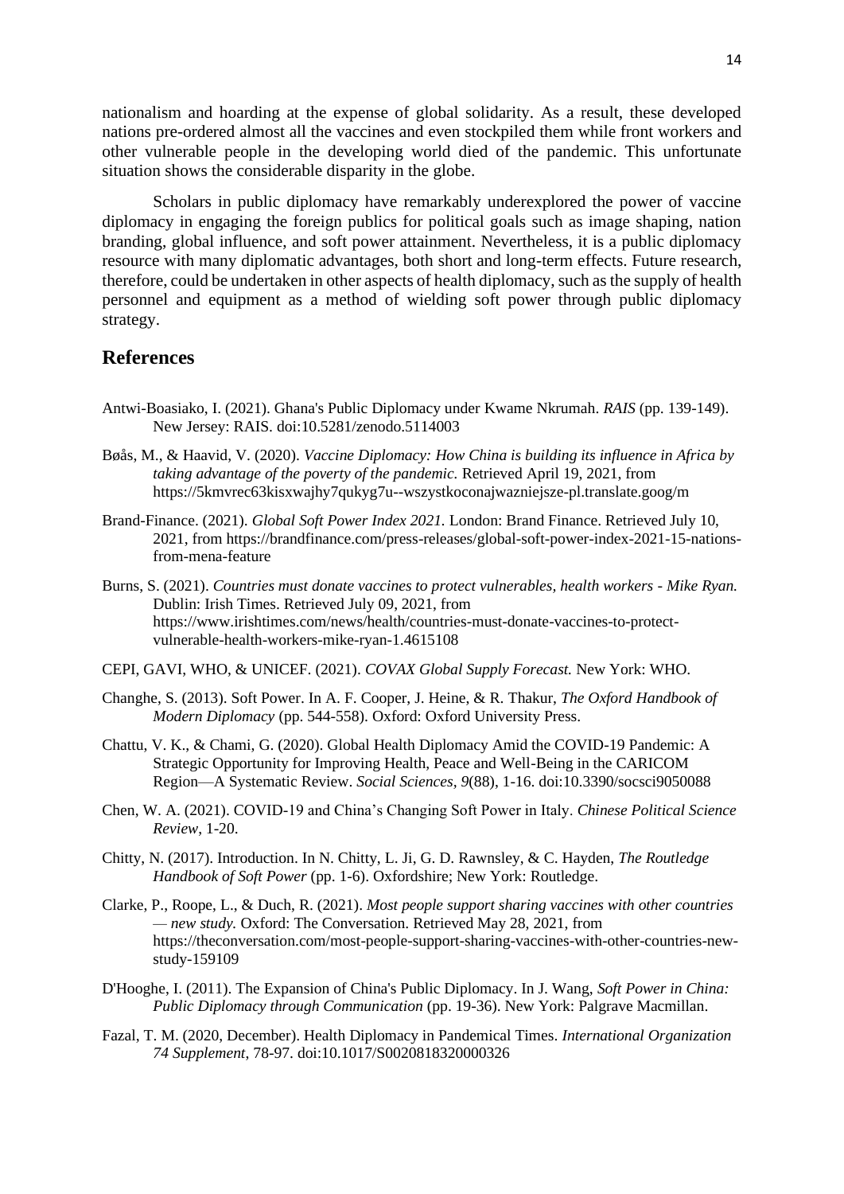nationalism and hoarding at the expense of global solidarity. As a result, these developed nations pre-ordered almost all the vaccines and even stockpiled them while front workers and other vulnerable people in the developing world died of the pandemic. This unfortunate situation shows the considerable disparity in the globe.

Scholars in public diplomacy have remarkably underexplored the power of vaccine diplomacy in engaging the foreign publics for political goals such as image shaping, nation branding, global influence, and soft power attainment. Nevertheless, it is a public diplomacy resource with many diplomatic advantages, both short and long-term effects. Future research, therefore, could be undertaken in other aspects of health diplomacy, such as the supply of health personnel and equipment as a method of wielding soft power through public diplomacy strategy.

## References

Antwi-Boasiako, I. (2021). Ghana's Public Diplomacy under Kwame Nkrumah. *RAIS* (pp. 139-149). New Jersey: RAIS. doi:10.5281/zenodo.5114003

Bøås, M., & Haavid, V. (2020). *Vaccine Diplomacy: How China is building its influence in Africa by taking advantage of the poverty of the pandemic.* Retrieved April 19, 2021, from https://5kmvrec63kisxwajhy7qukyg7u--wszystkoconajwazniejsze-pl.translate.goog/m

Brand-Finance. (2021). *Global Soft Power Index 2021.* London: Brand Finance. Retrieved July 10, 2021, from https://brandfinance.com/press-releases/global-soft-power-index-2021-15-nations-from-mena-feature

Burns, S. (2021). *Countries must donate vaccines to protect vulnerables, health workers - Mike Ryan.* Dublin: Irish Times. Retrieved July 09, 2021, from https://www.irishtimes.com/news/health/countries-must-donate-vaccines-to-protect-vulnerable-health-workers-mike-ryan-1.4615108

CEPI, GAVI, WHO, & UNICEF. (2021). *COVAX Global Supply Forecast.* New York: WHO.

Changhe, S. (2013). Soft Power. In A. F. Cooper, J. Heine, & R. Thakur, *The Oxford Handbook of Modern Diplomacy* (pp. 544-558). Oxford: Oxford University Press.

Chattu, V. K., & Chami, G. (2020). Global Health Diplomacy Amid the COVID-19 Pandemic: A Strategic Opportunity for Improving Health, Peace and Well-Being in the CARICOM Region—A Systematic Review. *Social Sciences*, *9*(88), 1-16. doi:10.3390/socsci9050088

Chen, W. A. (2021). COVID-19 and China's Changing Soft Power in Italy. *Chinese Political Science Review*, 1-20.

Chitty, N. (2017). Introduction. In N. Chitty, L. Ji, G. D. Rawnsley, & C. Hayden, *The Routledge Handbook of Soft Power* (pp. 1-6). Oxfordshire; New York: Routledge.

Clarke, P., Roope, L., & Duch, R. (2021). *Most people support sharing vaccines with other countries — new study.* Oxford: The Conversation. Retrieved May 28, 2021, from https://theconversation.com/most-people-support-sharing-vaccines-with-other-countries-new-study-159109

D'Hooghe, I. (2011). The Expansion of China's Public Diplomacy. In J. Wang, *Soft Power in China: Public Diplomacy through Communication* (pp. 19-36). New York: Palgrave Macmillan.

Fazal, T. M. (2020, December). Health Diplomacy in Pandemical Times. *International Organization 74 Supplement*, 78-97. doi:10.1017/S0020818320000326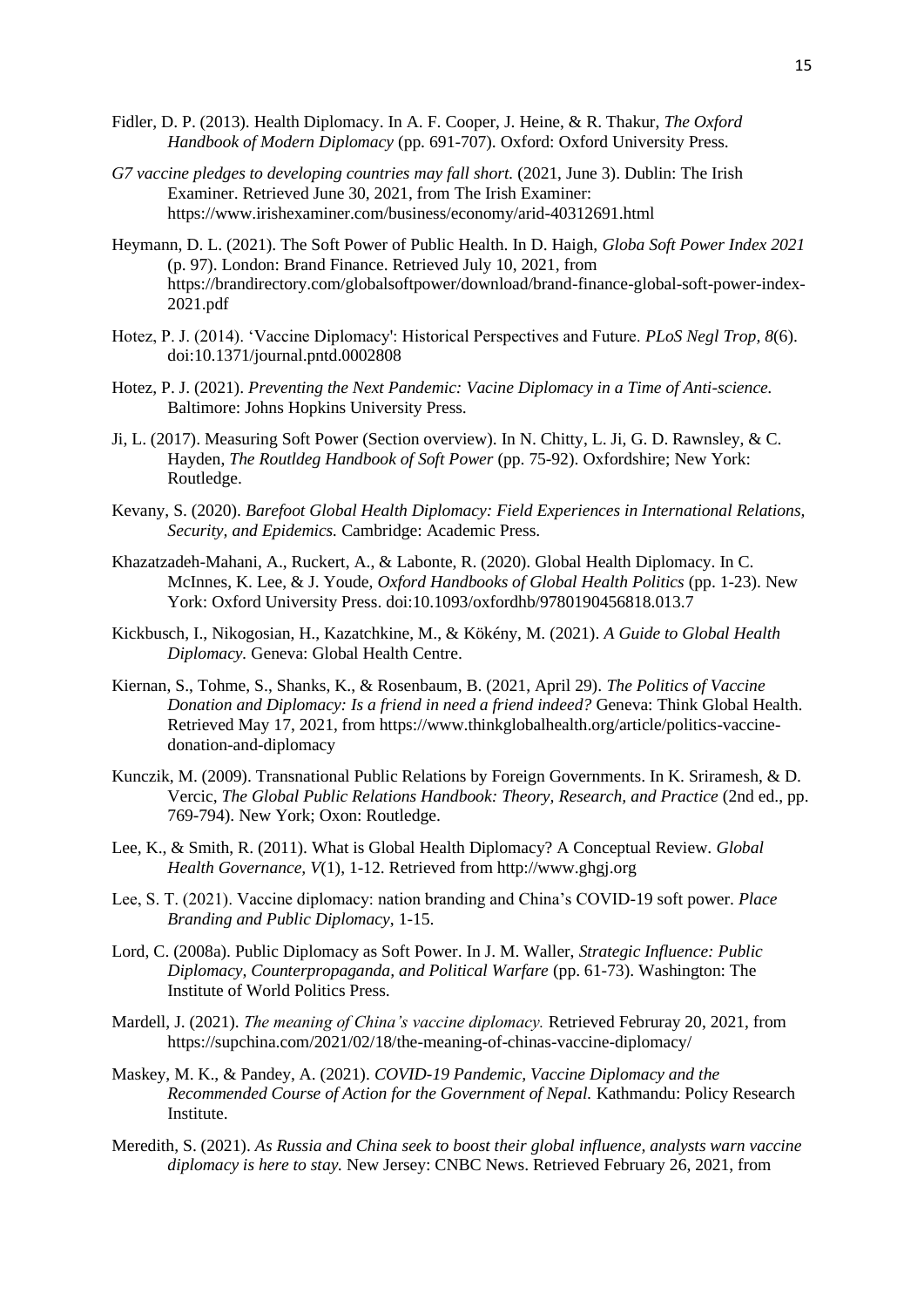Fidler, D. P. (2013). Health Diplomacy. In A. F. Cooper, J. Heine, & R. Thakur, *The Oxford Handbook of Modern Diplomacy* (pp. 691-707). Oxford: Oxford University Press.

*G7 vaccine pledges to developing countries may fall short.* (2021, June 3). Dublin: The Irish Examiner. Retrieved June 30, 2021, from The Irish Examiner: https://www.irishexaminer.com/business/economy/arid-40312691.html

Heymann, D. L. (2021). The Soft Power of Public Health. In D. Haigh, *Globa Soft Power Index 2021* (p. 97). London: Brand Finance. Retrieved July 10, 2021, from https://brandirectory.com/globalsoftpower/download/brand-finance-global-soft-power-index-2021.pdf

Hotez, P. J. (2014). 'Vaccine Diplomacy': Historical Perspectives and Future. *PLoS Negl Trop, 8*(6). doi:10.1371/journal.pntd.0002808

Hotez, P. J. (2021). *Preventing the Next Pandemic: Vacine Diplomacy in a Time of Anti-science.* Baltimore: Johns Hopkins University Press.

Ji, L. (2017). Measuring Soft Power (Section overview). In N. Chitty, L. Ji, G. D. Rawnsley, & C. Hayden, *The Routldeg Handbook of Soft Power* (pp. 75-92). Oxfordshire; New York: Routledge.

Kevany, S. (2020). *Barefoot Global Health Diplomacy: Field Experiences in International Relations, Security, and Epidemics.* Cambridge: Academic Press.

Khazatzadeh-Mahani, A., Ruckert, A., & Labonte, R. (2020). Global Health Diplomacy. In C. McInnes, K. Lee, & J. Youde, *Oxford Handbooks of Global Health Politics* (pp. 1-23). New York: Oxford University Press. doi:10.1093/oxfordhb/9780190456818.013.7

Kickbusch, I., Nikogosian, H., Kazatchkine, M., & Kökény, M. (2021). *A Guide to Global Health Diplomacy.* Geneva: Global Health Centre.

Kiernan, S., Tohme, S., Shanks, K., & Rosenbaum, B. (2021, April 29). *The Politics of Vaccine Donation and Diplomacy: Is a friend in need a friend indeed?* Geneva: Think Global Health. Retrieved May 17, 2021, from https://www.thinkglobalhealth.org/article/politics-vaccine-donation-and-diplomacy

Kunczik, M. (2009). Transnational Public Relations by Foreign Governments. In K. Sriramesh, & D. Vercic, *The Global Public Relations Handbook: Theory, Research, and Practice* (2nd ed., pp. 769-794). New York; Oxon: Routledge.

Lee, K., & Smith, R. (2011). What is Global Health Diplomacy? A Conceptual Review. *Global Health Governance, V*(1), 1-12. Retrieved from http://www.ghgj.org

Lee, S. T. (2021). Vaccine diplomacy: nation branding and China's COVID-19 soft power. *Place Branding and Public Diplomacy*, 1-15.

Lord, C. (2008a). Public Diplomacy as Soft Power. In J. M. Waller, *Strategic Influence: Public Diplomacy, Counterpropaganda, and Political Warfare* (pp. 61-73). Washington: The Institute of World Politics Press.

Mardell, J. (2021). *The meaning of China's vaccine diplomacy.* Retrieved Februray 20, 2021, from https://supchina.com/2021/02/18/the-meaning-of-chinas-vaccine-diplomacy/

Maskey, M. K., & Pandey, A. (2021). *COVID-19 Pandemic, Vaccine Diplomacy and the Recommended Course of Action for the Government of Nepal.* Kathmandu: Policy Research Institute.

Meredith, S. (2021). *As Russia and China seek to boost their global influence, analysts warn vaccine diplomacy is here to stay.* New Jersey: CNBC News. Retrieved February 26, 2021, from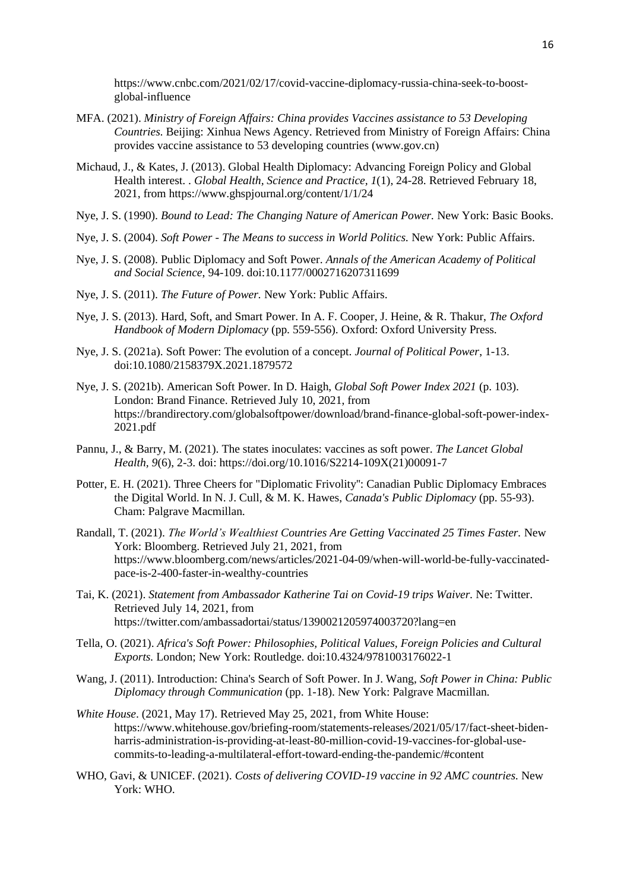https://www.cnbc.com/2021/02/17/covid-vaccine-diplomacy-russia-china-seek-to-boost-global-influence

MFA. (2021). *Ministry of Foreign Affairs: China provides Vaccines assistance to 53 Developing Countries.* Beijing: Xinhua News Agency. Retrieved from Ministry of Foreign Affairs: China provides vaccine assistance to 53 developing countries (www.gov.cn)

Michaud, J., & Kates, J. (2013). Global Health Diplomacy: Advancing Foreign Policy and Global Health interest. . *Global Health, Science and Practice, 1*(1), 24-28. Retrieved February 18, 2021, from https://www.ghspjournal.org/content/1/1/24

Nye, J. S. (1990). *Bound to Lead: The Changing Nature of American Power.* New York: Basic Books.

Nye, J. S. (2004). *Soft Power - The Means to success in World Politics.* New York: Public Affairs.

Nye, J. S. (2008). Public Diplomacy and Soft Power. *Annals of the American Academy of Political and Social Science*, 94-109. doi:10.1177/0002716207311699

Nye, J. S. (2011). *The Future of Power.* New York: Public Affairs.

Nye, J. S. (2013). Hard, Soft, and Smart Power. In A. F. Cooper, J. Heine, & R. Thakur, *The Oxford Handbook of Modern Diplomacy* (pp. 559-556). Oxford: Oxford University Press.

Nye, J. S. (2021a). Soft Power: The evolution of a concept. *Journal of Political Power*, 1-13. doi:10.1080/2158379X.2021.1879572

Nye, J. S. (2021b). American Soft Power. In D. Haigh, *Global Soft Power Index 2021* (p. 103). London: Brand Finance. Retrieved July 10, 2021, from https://brandirectory.com/globalsoftpower/download/brand-finance-global-soft-power-index-2021.pdf

Pannu, J., & Barry, M. (2021). The states inoculates: vaccines as soft power. *The Lancet Global Health, 9*(6), 2-3. doi: https://doi.org/10.1016/S2214-109X(21)00091-7

Potter, E. H. (2021). Three Cheers for "Diplomatic Frivolity": Canadian Public Diplomacy Embraces the Digital World. In N. J. Cull, & M. K. Hawes, *Canada's Public Diplomacy* (pp. 55-93). Cham: Palgrave Macmillan.

Randall, T. (2021). *The World's Wealthiest Countries Are Getting Vaccinated 25 Times Faster.* New York: Bloomberg. Retrieved July 21, 2021, from https://www.bloomberg.com/news/articles/2021-04-09/when-will-world-be-fully-vaccinated-pace-is-2-400-faster-in-wealthy-countries

Tai, K. (2021). *Statement from Ambassador Katherine Tai on Covid-19 trips Waiver.* Ne: Twitter. Retrieved July 14, 2021, from https://twitter.com/ambassadortai/status/1390021205974003720?lang=en

Tella, O. (2021). *Africa's Soft Power: Philosophies, Political Values, Foreign Policies and Cultural Exports.* London; New York: Routledge. doi:10.4324/9781003176022-1

Wang, J. (2011). Introduction: China's Search of Soft Power. In J. Wang, *Soft Power in China: Public Diplomacy through Communication* (pp. 1-18). New York: Palgrave Macmillan.

*White House*. (2021, May 17). Retrieved May 25, 2021, from White House: https://www.whitehouse.gov/briefing-room/statements-releases/2021/05/17/fact-sheet-biden-harris-administration-is-providing-at-least-80-million-covid-19-vaccines-for-global-use-commits-to-leading-a-multilateral-effort-toward-ending-the-pandemic/#content

WHO, Gavi, & UNICEF. (2021). *Costs of delivering COVID-19 vaccine in 92 AMC countries.* New York: WHO.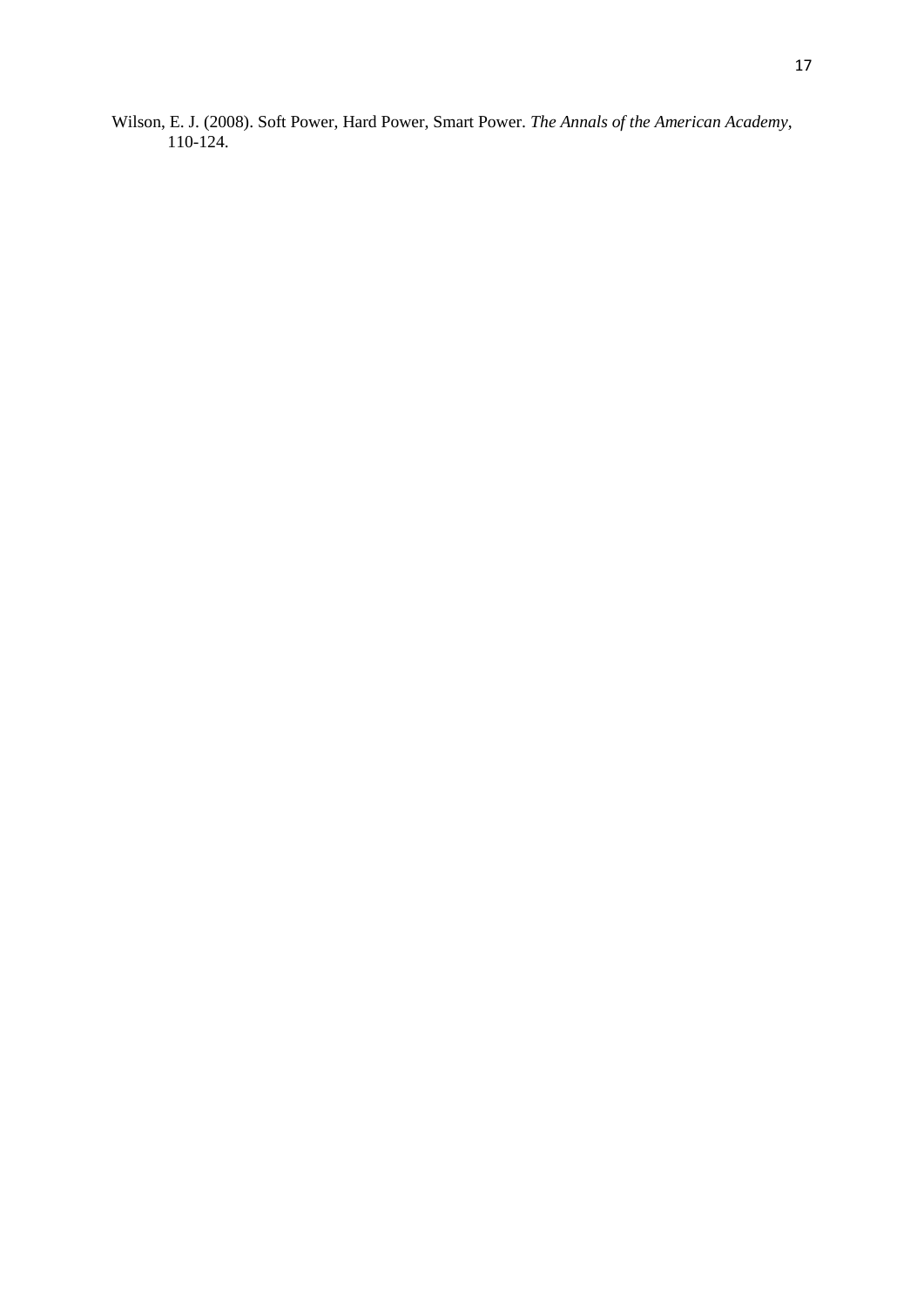Wilson, E. J. (2008). Soft Power, Hard Power, Smart Power. *The Annals of the American Academy*, 110-124.